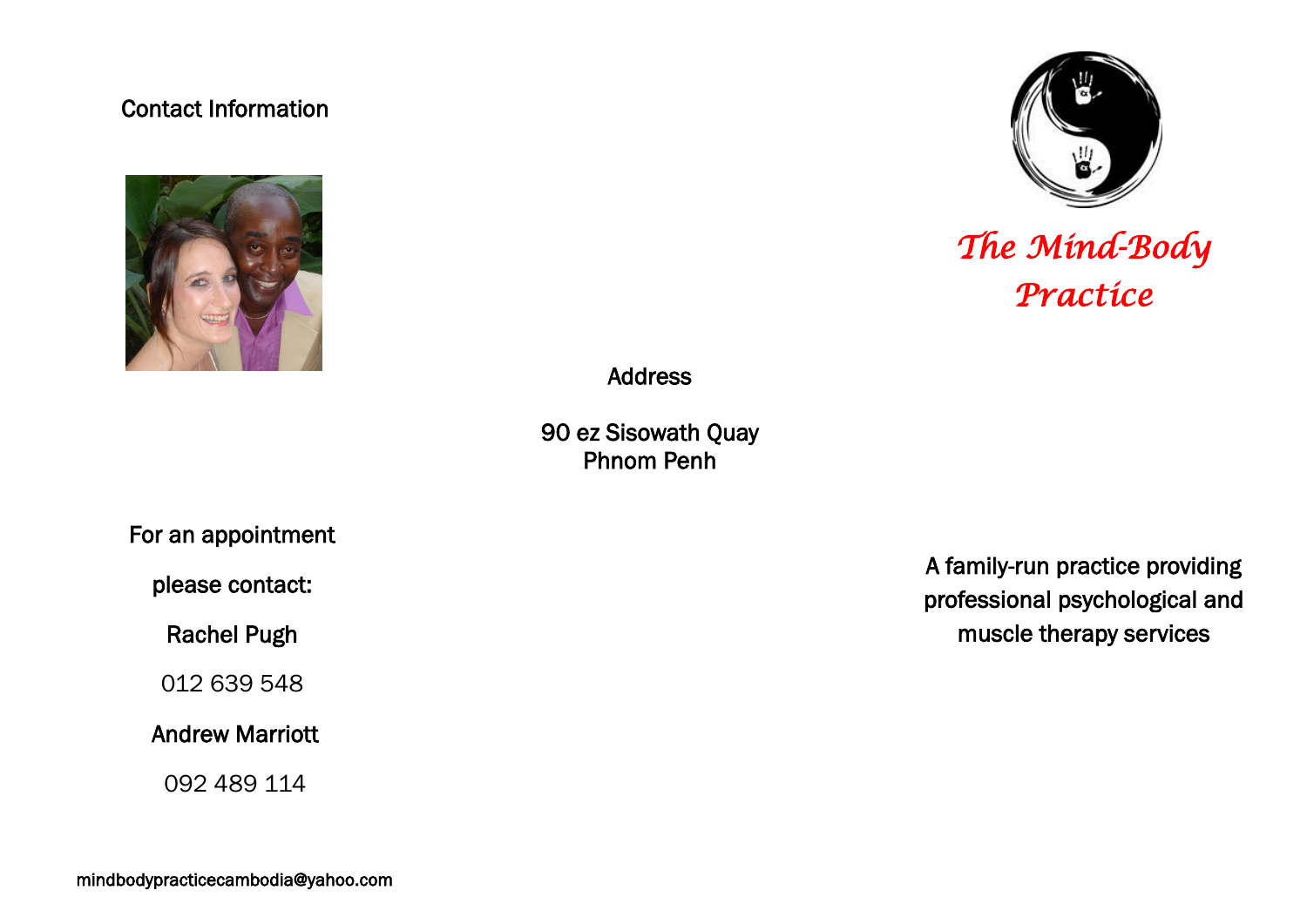Contact Information

Address

90 ez Sisowath Quay
Phnom Penh

For an appointment

please contact:

Rachel Pugh

012 639 548

Andrew Marriott

092 489 114

mindbodypracticecambodia@yahoo.com

# *The Mind-Body Practice*

A family-run practice providing professional psychological and muscle therapy services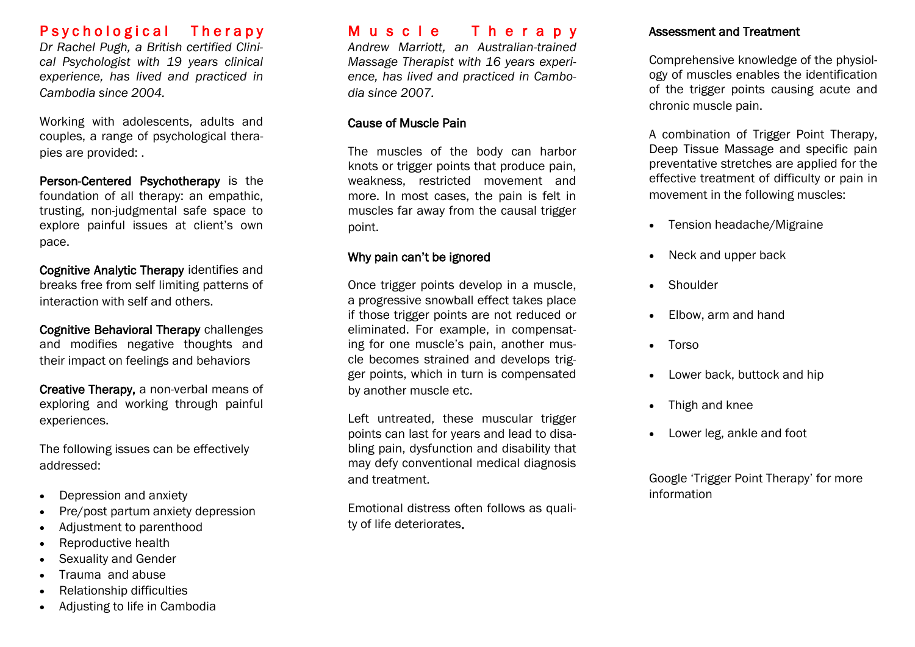## Psychological Therapy

*Dr Rachel Pugh, a British certified Clinical Psychologist with 19 years clinical experience, has lived and practiced in Cambodia since 2004.*

Working with adolescents, adults and couples, a range of psychological therapies are provided: .

**Person-Centered Psychotherapy** is the foundation of all therapy: an empathic, trusting, non-judgmental safe space to explore painful issues at client's own pace.

**Cognitive Analytic Therapy** identifies and breaks free from self limiting patterns of interaction with self and others.

**Cognitive Behavioral Therapy** challenges and modifies negative thoughts and their impact on feelings and behaviors

**Creative Therapy,** a non-verbal means of exploring and working through painful experiences.

The following issues can be effectively addressed:

- Depression and anxiety
- Pre/post partum anxiety depression
- Adjustment to parenthood
- Reproductive health
- Sexuality and Gender
- Trauma and abuse
- Relationship difficulties
- Adjusting to life in Cambodia

## Muscle Therapy

*Andrew Marriott, an Australian-trained Massage Therapist with 16 years experience, has lived and practiced in Cambodia since 2007.*

### Cause of Muscle Pain

The muscles of the body can harbor knots or trigger points that produce pain, weakness, restricted movement and more. In most cases, the pain is felt in muscles far away from the causal trigger point.

### Why pain can't be ignored

Once trigger points develop in a muscle, a progressive snowball effect takes place if those trigger points are not reduced or eliminated. For example, in compensating for one muscle's pain, another muscle becomes strained and develops trigger points, which in turn is compensated by another muscle etc.

Left untreated, these muscular trigger points can last for years and lead to disabling pain, dysfunction and disability that may defy conventional medical diagnosis and treatment.

Emotional distress often follows as quality of life deteriorates.

### Assessment and Treatment

Comprehensive knowledge of the physiology of muscles enables the identification of the trigger points causing acute and chronic muscle pain.

A combination of Trigger Point Therapy, Deep Tissue Massage and specific pain preventative stretches are applied for the effective treatment of difficulty or pain in movement in the following muscles:

- Tension headache/Migraine
- Neck and upper back
- Shoulder
- Elbow, arm and hand
- Torso
- Lower back, buttock and hip
- Thigh and knee
- Lower leg, ankle and foot

Google 'Trigger Point Therapy' for more information